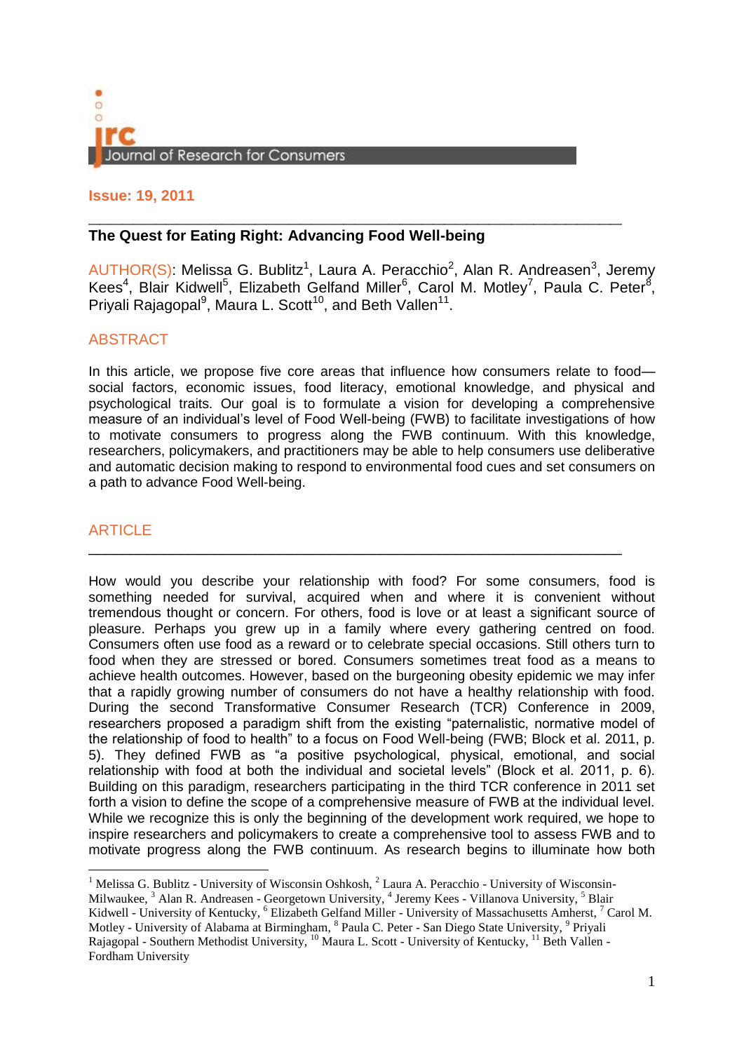# Journal of Research for Consumers

**Issue: 19, 2011**

## The Quest for Eating Right: Advancing Food Well-being

AUTHOR(S): Melissa G. Bublitz[1], Laura A. Peracchio[2], Alan R. Andreasen[3], Jeremy Kees[4], Blair Kidwell[5], Elizabeth Gelfand Miller[6], Carol M. Motley[7], Paula C. Peter[8], Priyali Rajagopal[9], Maura L. Scott[10], and Beth Vallen[11].

## ABSTRACT

In this article, we propose five core areas that influence how consumers relate to food—social factors, economic issues, food literacy, emotional knowledge, and physical and psychological traits. Our goal is to formulate a vision for developing a comprehensive measure of an individual's level of Food Well-being (FWB) to facilitate investigations of how to motivate consumers to progress along the FWB continuum. With this knowledge, researchers, policymakers, and practitioners may be able to help consumers use deliberative and automatic decision making to respond to environmental food cues and set consumers on a path to advance Food Well-being.

## ARTICLE

How would you describe your relationship with food? For some consumers, food is something needed for survival, acquired when and where it is convenient without tremendous thought or concern. For others, food is love or at least a significant source of pleasure. Perhaps you grew up in a family where every gathering centred on food. Consumers often use food as a reward or to celebrate special occasions. Still others turn to food when they are stressed or bored. Consumers sometimes treat food as a means to achieve health outcomes. However, based on the burgeoning obesity epidemic we may infer that a rapidly growing number of consumers do not have a healthy relationship with food. During the second Transformative Consumer Research (TCR) Conference in 2009, researchers proposed a paradigm shift from the existing "paternalistic, normative model of the relationship of food to health" to a focus on Food Well-being (FWB; Block et al. 2011, p. 5). They defined FWB as "a positive psychological, physical, emotional, and social relationship with food at both the individual and societal levels" (Block et al. 2011, p. 6). Building on this paradigm, researchers participating in the third TCR conference in 2011 set forth a vision to define the scope of a comprehensive measure of FWB at the individual level. While we recognize this is only the beginning of the development work required, we hope to inspire researchers and policymakers to create a comprehensive tool to assess FWB and to motivate progress along the FWB continuum. As research begins to illuminate how both

---

[1] Melissa G. Bublitz - University of Wisconsin Oshkosh, [2] Laura A. Peracchio - University of Wisconsin-Milwaukee, [3] Alan R. Andreasen - Georgetown University, [4] Jeremy Kees - Villanova University, [5] Blair Kidwell - University of Kentucky, [6] Elizabeth Gelfand Miller - University of Massachusetts Amherst, [7] Carol M. Motley - University of Alabama at Birmingham, [8] Paula C. Peter - San Diego State University, [9] Priyali Rajagopal - Southern Methodist University, [10] Maura L. Scott - University of Kentucky, [11] Beth Vallen - Fordham University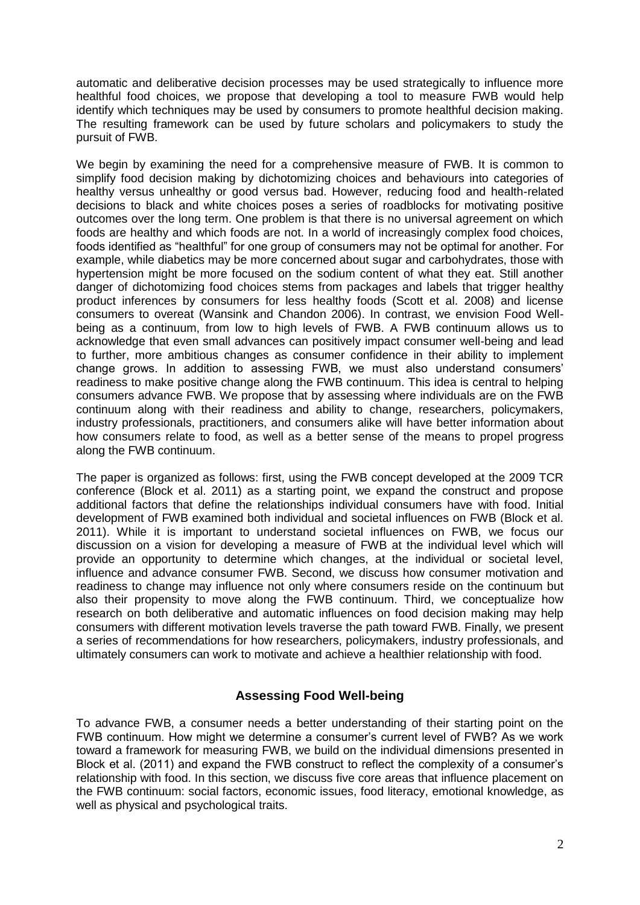automatic and deliberative decision processes may be used strategically to influence more healthful food choices, we propose that developing a tool to measure FWB would help identify which techniques may be used by consumers to promote healthful decision making. The resulting framework can be used by future scholars and policymakers to study the pursuit of FWB.

We begin by examining the need for a comprehensive measure of FWB. It is common to simplify food decision making by dichotomizing choices and behaviours into categories of healthy versus unhealthy or good versus bad. However, reducing food and health-related decisions to black and white choices poses a series of roadblocks for motivating positive outcomes over the long term. One problem is that there is no universal agreement on which foods are healthy and which foods are not. In a world of increasingly complex food choices, foods identified as "healthful" for one group of consumers may not be optimal for another. For example, while diabetics may be more concerned about sugar and carbohydrates, those with hypertension might be more focused on the sodium content of what they eat. Still another danger of dichotomizing food choices stems from packages and labels that trigger healthy product inferences by consumers for less healthy foods (Scott et al. 2008) and license consumers to overeat (Wansink and Chandon 2006). In contrast, we envision Food Well-being as a continuum, from low to high levels of FWB. A FWB continuum allows us to acknowledge that even small advances can positively impact consumer well-being and lead to further, more ambitious changes as consumer confidence in their ability to implement change grows. In addition to assessing FWB, we must also understand consumers' readiness to make positive change along the FWB continuum. This idea is central to helping consumers advance FWB. We propose that by assessing where individuals are on the FWB continuum along with their readiness and ability to change, researchers, policymakers, industry professionals, practitioners, and consumers alike will have better information about how consumers relate to food, as well as a better sense of the means to propel progress along the FWB continuum.

The paper is organized as follows: first, using the FWB concept developed at the 2009 TCR conference (Block et al. 2011) as a starting point, we expand the construct and propose additional factors that define the relationships individual consumers have with food. Initial development of FWB examined both individual and societal influences on FWB (Block et al. 2011). While it is important to understand societal influences on FWB, we focus our discussion on a vision for developing a measure of FWB at the individual level which will provide an opportunity to determine which changes, at the individual or societal level, influence and advance consumer FWB. Second, we discuss how consumer motivation and readiness to change may influence not only where consumers reside on the continuum but also their propensity to move along the FWB continuum. Third, we conceptualize how research on both deliberative and automatic influences on food decision making may help consumers with different motivation levels traverse the path toward FWB. Finally, we present a series of recommendations for how researchers, policymakers, industry professionals, and ultimately consumers can work to motivate and achieve a healthier relationship with food.

## Assessing Food Well-being

To advance FWB, a consumer needs a better understanding of their starting point on the FWB continuum. How might we determine a consumer's current level of FWB? As we work toward a framework for measuring FWB, we build on the individual dimensions presented in Block et al. (2011) and expand the FWB construct to reflect the complexity of a consumer's relationship with food. In this section, we discuss five core areas that influence placement on the FWB continuum: social factors, economic issues, food literacy, emotional knowledge, as well as physical and psychological traits.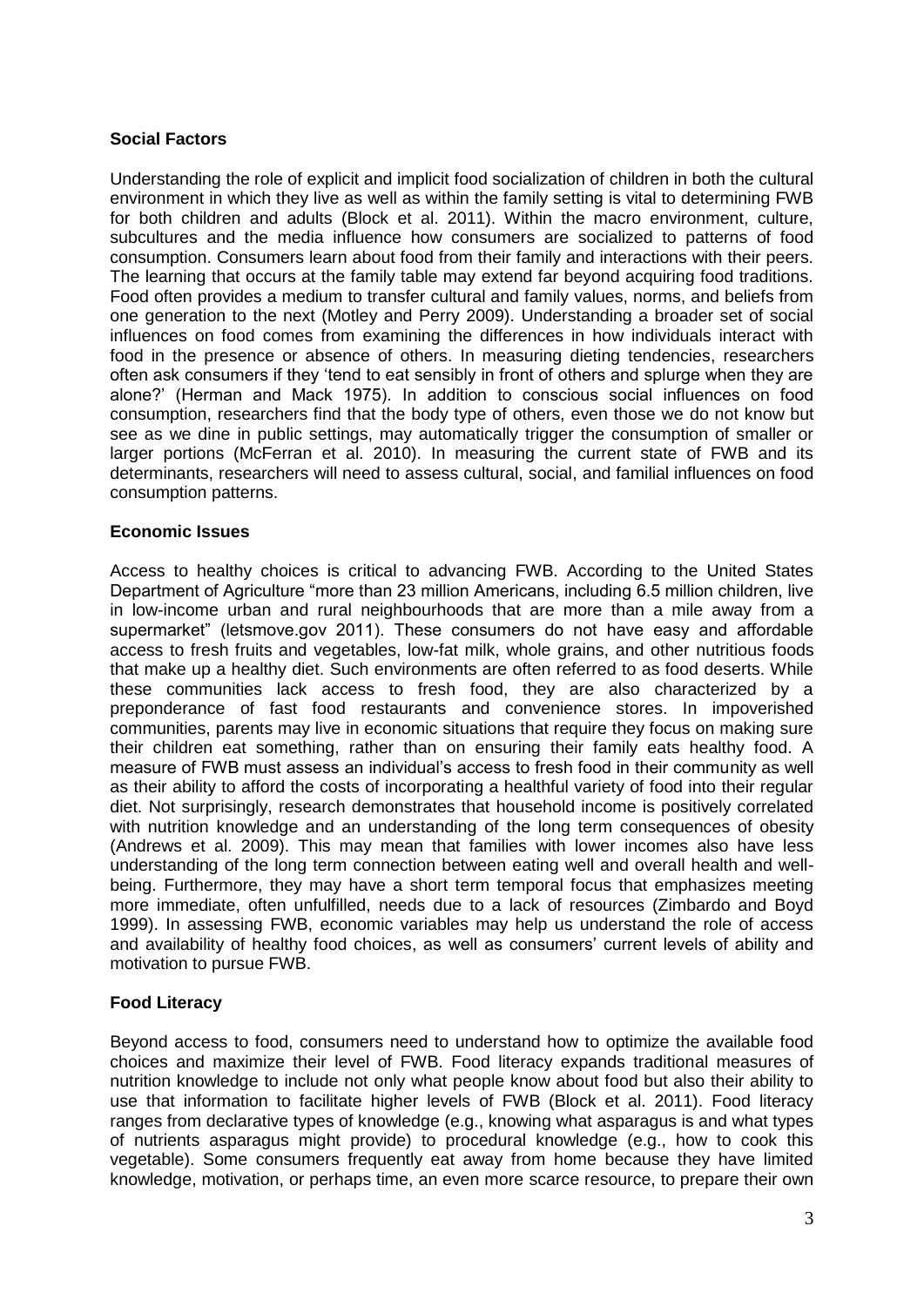## Social Factors

Understanding the role of explicit and implicit food socialization of children in both the cultural environment in which they live as well as within the family setting is vital to determining FWB for both children and adults (Block et al. 2011). Within the macro environment, culture, subcultures and the media influence how consumers are socialized to patterns of food consumption. Consumers learn about food from their family and interactions with their peers. The learning that occurs at the family table may extend far beyond acquiring food traditions. Food often provides a medium to transfer cultural and family values, norms, and beliefs from one generation to the next (Motley and Perry 2009). Understanding a broader set of social influences on food comes from examining the differences in how individuals interact with food in the presence or absence of others. In measuring dieting tendencies, researchers often ask consumers if they 'tend to eat sensibly in front of others and splurge when they are alone?' (Herman and Mack 1975). In addition to conscious social influences on food consumption, researchers find that the body type of others, even those we do not know but see as we dine in public settings, may automatically trigger the consumption of smaller or larger portions (McFerran et al. 2010). In measuring the current state of FWB and its determinants, researchers will need to assess cultural, social, and familial influences on food consumption patterns.

## Economic Issues

Access to healthy choices is critical to advancing FWB. According to the United States Department of Agriculture "more than 23 million Americans, including 6.5 million children, live in low-income urban and rural neighbourhoods that are more than a mile away from a supermarket" (letsmove.gov 2011). These consumers do not have easy and affordable access to fresh fruits and vegetables, low-fat milk, whole grains, and other nutritious foods that make up a healthy diet. Such environments are often referred to as food deserts. While these communities lack access to fresh food, they are also characterized by a preponderance of fast food restaurants and convenience stores. In impoverished communities, parents may live in economic situations that require they focus on making sure their children eat something, rather than on ensuring their family eats healthy food. A measure of FWB must assess an individual's access to fresh food in their community as well as their ability to afford the costs of incorporating a healthful variety of food into their regular diet. Not surprisingly, research demonstrates that household income is positively correlated with nutrition knowledge and an understanding of the long term consequences of obesity (Andrews et al. 2009). This may mean that families with lower incomes also have less understanding of the long term connection between eating well and overall health and well-being. Furthermore, they may have a short term temporal focus that emphasizes meeting more immediate, often unfulfilled, needs due to a lack of resources (Zimbardo and Boyd 1999). In assessing FWB, economic variables may help us understand the role of access and availability of healthy food choices, as well as consumers' current levels of ability and motivation to pursue FWB.

## Food Literacy

Beyond access to food, consumers need to understand how to optimize the available food choices and maximize their level of FWB. Food literacy expands traditional measures of nutrition knowledge to include not only what people know about food but also their ability to use that information to facilitate higher levels of FWB (Block et al. 2011). Food literacy ranges from declarative types of knowledge (e.g., knowing what asparagus is and what types of nutrients asparagus might provide) to procedural knowledge (e.g., how to cook this vegetable). Some consumers frequently eat away from home because they have limited knowledge, motivation, or perhaps time, an even more scarce resource, to prepare their own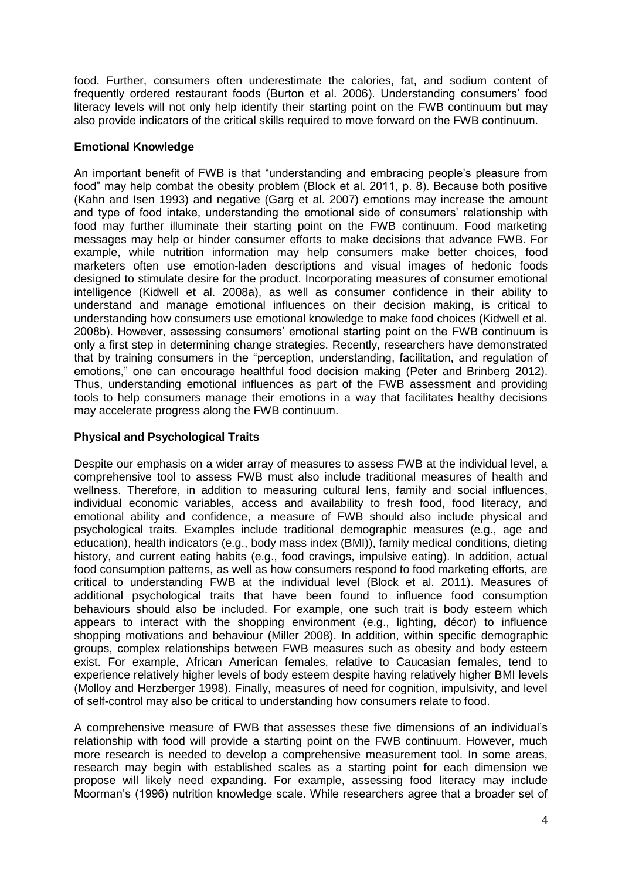food. Further, consumers often underestimate the calories, fat, and sodium content of frequently ordered restaurant foods (Burton et al. 2006). Understanding consumers' food literacy levels will not only help identify their starting point on the FWB continuum but may also provide indicators of the critical skills required to move forward on the FWB continuum.

**Emotional Knowledge**

An important benefit of FWB is that "understanding and embracing people's pleasure from food" may help combat the obesity problem (Block et al. 2011, p. 8). Because both positive (Kahn and Isen 1993) and negative (Garg et al. 2007) emotions may increase the amount and type of food intake, understanding the emotional side of consumers' relationship with food may further illuminate their starting point on the FWB continuum. Food marketing messages may help or hinder consumer efforts to make decisions that advance FWB. For example, while nutrition information may help consumers make better choices, food marketers often use emotion-laden descriptions and visual images of hedonic foods designed to stimulate desire for the product. Incorporating measures of consumer emotional intelligence (Kidwell et al. 2008a), as well as consumer confidence in their ability to understand and manage emotional influences on their decision making, is critical to understanding how consumers use emotional knowledge to make food choices (Kidwell et al. 2008b). However, assessing consumers' emotional starting point on the FWB continuum is only a first step in determining change strategies. Recently, researchers have demonstrated that by training consumers in the "perception, understanding, facilitation, and regulation of emotions," one can encourage healthful food decision making (Peter and Brinberg 2012). Thus, understanding emotional influences as part of the FWB assessment and providing tools to help consumers manage their emotions in a way that facilitates healthy decisions may accelerate progress along the FWB continuum.

**Physical and Psychological Traits**

Despite our emphasis on a wider array of measures to assess FWB at the individual level, a comprehensive tool to assess FWB must also include traditional measures of health and wellness. Therefore, in addition to measuring cultural lens, family and social influences, individual economic variables, access and availability to fresh food, food literacy, and emotional ability and confidence, a measure of FWB should also include physical and psychological traits. Examples include traditional demographic measures (e.g., age and education), health indicators (e.g., body mass index (BMI)), family medical conditions, dieting history, and current eating habits (e.g., food cravings, impulsive eating). In addition, actual food consumption patterns, as well as how consumers respond to food marketing efforts, are critical to understanding FWB at the individual level (Block et al. 2011). Measures of additional psychological traits that have been found to influence food consumption behaviours should also be included. For example, one such trait is body esteem which appears to interact with the shopping environment (e.g., lighting, décor) to influence shopping motivations and behaviour (Miller 2008). In addition, within specific demographic groups, complex relationships between FWB measures such as obesity and body esteem exist. For example, African American females, relative to Caucasian females, tend to experience relatively higher levels of body esteem despite having relatively higher BMI levels (Molloy and Herzberger 1998). Finally, measures of need for cognition, impulsivity, and level of self-control may also be critical to understanding how consumers relate to food.

A comprehensive measure of FWB that assesses these five dimensions of an individual's relationship with food will provide a starting point on the FWB continuum. However, much more research is needed to develop a comprehensive measurement tool. In some areas, research may begin with established scales as a starting point for each dimension we propose will likely need expanding. For example, assessing food literacy may include Moorman's (1996) nutrition knowledge scale. While researchers agree that a broader set of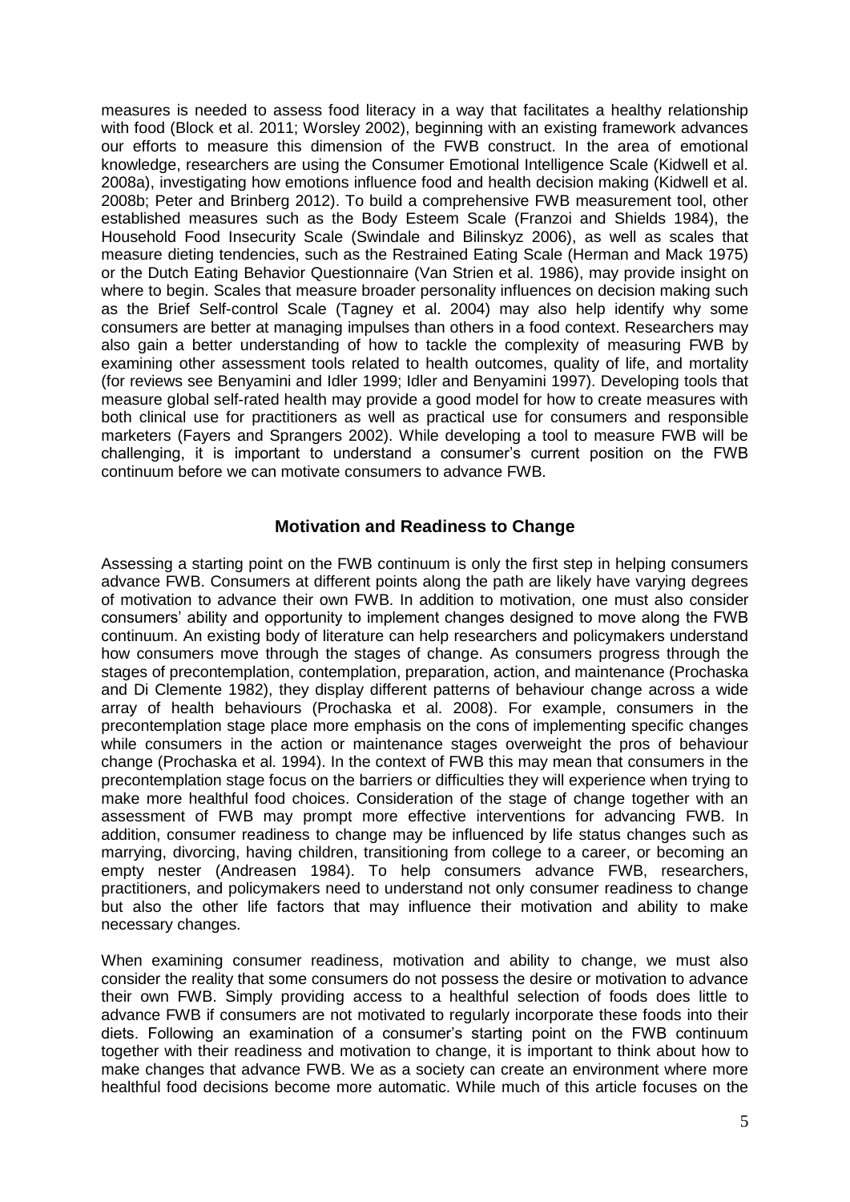measures is needed to assess food literacy in a way that facilitates a healthy relationship with food (Block et al. 2011; Worsley 2002), beginning with an existing framework advances our efforts to measure this dimension of the FWB construct. In the area of emotional knowledge, researchers are using the Consumer Emotional Intelligence Scale (Kidwell et al. 2008a), investigating how emotions influence food and health decision making (Kidwell et al. 2008b; Peter and Brinberg 2012). To build a comprehensive FWB measurement tool, other established measures such as the Body Esteem Scale (Franzoi and Shields 1984), the Household Food Insecurity Scale (Swindale and Bilinskyz 2006), as well as scales that measure dieting tendencies, such as the Restrained Eating Scale (Herman and Mack 1975) or the Dutch Eating Behavior Questionnaire (Van Strien et al. 1986), may provide insight on where to begin. Scales that measure broader personality influences on decision making such as the Brief Self-control Scale (Tagney et al. 2004) may also help identify why some consumers are better at managing impulses than others in a food context. Researchers may also gain a better understanding of how to tackle the complexity of measuring FWB by examining other assessment tools related to health outcomes, quality of life, and mortality (for reviews see Benyamini and Idler 1999; Idler and Benyamini 1997). Developing tools that measure global self-rated health may provide a good model for how to create measures with both clinical use for practitioners as well as practical use for consumers and responsible marketers (Fayers and Sprangers 2002). While developing a tool to measure FWB will be challenging, it is important to understand a consumer's current position on the FWB continuum before we can motivate consumers to advance FWB.

## Motivation and Readiness to Change

Assessing a starting point on the FWB continuum is only the first step in helping consumers advance FWB. Consumers at different points along the path are likely have varying degrees of motivation to advance their own FWB. In addition to motivation, one must also consider consumers' ability and opportunity to implement changes designed to move along the FWB continuum. An existing body of literature can help researchers and policymakers understand how consumers move through the stages of change. As consumers progress through the stages of precontemplation, contemplation, preparation, action, and maintenance (Prochaska and Di Clemente 1982), they display different patterns of behaviour change across a wide array of health behaviours (Prochaska et al. 2008). For example, consumers in the precontemplation stage place more emphasis on the cons of implementing specific changes while consumers in the action or maintenance stages overweight the pros of behaviour change (Prochaska et al. 1994). In the context of FWB this may mean that consumers in the precontemplation stage focus on the barriers or difficulties they will experience when trying to make more healthful food choices. Consideration of the stage of change together with an assessment of FWB may prompt more effective interventions for advancing FWB. In addition, consumer readiness to change may be influenced by life status changes such as marrying, divorcing, having children, transitioning from college to a career, or becoming an empty nester (Andreasen 1984). To help consumers advance FWB, researchers, practitioners, and policymakers need to understand not only consumer readiness to change but also the other life factors that may influence their motivation and ability to make necessary changes.

When examining consumer readiness, motivation and ability to change, we must also consider the reality that some consumers do not possess the desire or motivation to advance their own FWB. Simply providing access to a healthful selection of foods does little to advance FWB if consumers are not motivated to regularly incorporate these foods into their diets. Following an examination of a consumer's starting point on the FWB continuum together with their readiness and motivation to change, it is important to think about how to make changes that advance FWB. We as a society can create an environment where more healthful food decisions become more automatic. While much of this article focuses on the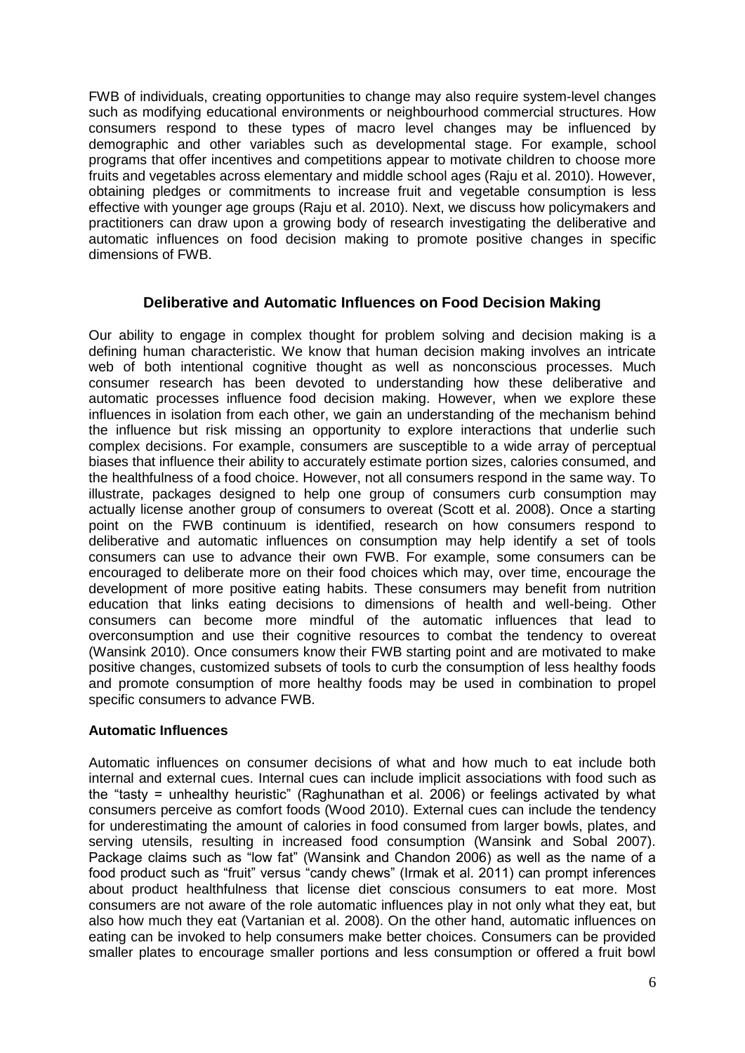FWB of individuals, creating opportunities to change may also require system-level changes such as modifying educational environments or neighbourhood commercial structures. How consumers respond to these types of macro level changes may be influenced by demographic and other variables such as developmental stage. For example, school programs that offer incentives and competitions appear to motivate children to choose more fruits and vegetables across elementary and middle school ages (Raju et al. 2010). However, obtaining pledges or commitments to increase fruit and vegetable consumption is less effective with younger age groups (Raju et al. 2010). Next, we discuss how policymakers and practitioners can draw upon a growing body of research investigating the deliberative and automatic influences on food decision making to promote positive changes in specific dimensions of FWB.

## Deliberative and Automatic Influences on Food Decision Making

Our ability to engage in complex thought for problem solving and decision making is a defining human characteristic. We know that human decision making involves an intricate web of both intentional cognitive thought as well as nonconscious processes. Much consumer research has been devoted to understanding how these deliberative and automatic processes influence food decision making. However, when we explore these influences in isolation from each other, we gain an understanding of the mechanism behind the influence but risk missing an opportunity to explore interactions that underlie such complex decisions. For example, consumers are susceptible to a wide array of perceptual biases that influence their ability to accurately estimate portion sizes, calories consumed, and the healthfulness of a food choice. However, not all consumers respond in the same way. To illustrate, packages designed to help one group of consumers curb consumption may actually license another group of consumers to overeat (Scott et al. 2008). Once a starting point on the FWB continuum is identified, research on how consumers respond to deliberative and automatic influences on consumption may help identify a set of tools consumers can use to advance their own FWB. For example, some consumers can be encouraged to deliberate more on their food choices which may, over time, encourage the development of more positive eating habits. These consumers may benefit from nutrition education that links eating decisions to dimensions of health and well-being. Other consumers can become more mindful of the automatic influences that lead to overconsumption and use their cognitive resources to combat the tendency to overeat (Wansink 2010). Once consumers know their FWB starting point and are motivated to make positive changes, customized subsets of tools to curb the consumption of less healthy foods and promote consumption of more healthy foods may be used in combination to propel specific consumers to advance FWB.

### Automatic Influences

Automatic influences on consumer decisions of what and how much to eat include both internal and external cues. Internal cues can include implicit associations with food such as the "tasty = unhealthy heuristic" (Raghunathan et al. 2006) or feelings activated by what consumers perceive as comfort foods (Wood 2010). External cues can include the tendency for underestimating the amount of calories in food consumed from larger bowls, plates, and serving utensils, resulting in increased food consumption (Wansink and Sobal 2007). Package claims such as "low fat" (Wansink and Chandon 2006) as well as the name of a food product such as "fruit" versus "candy chews" (Irmak et al. 2011) can prompt inferences about product healthfulness that license diet conscious consumers to eat more. Most consumers are not aware of the role automatic influences play in not only what they eat, but also how much they eat (Vartanian et al. 2008). On the other hand, automatic influences on eating can be invoked to help consumers make better choices. Consumers can be provided smaller plates to encourage smaller portions and less consumption or offered a fruit bowl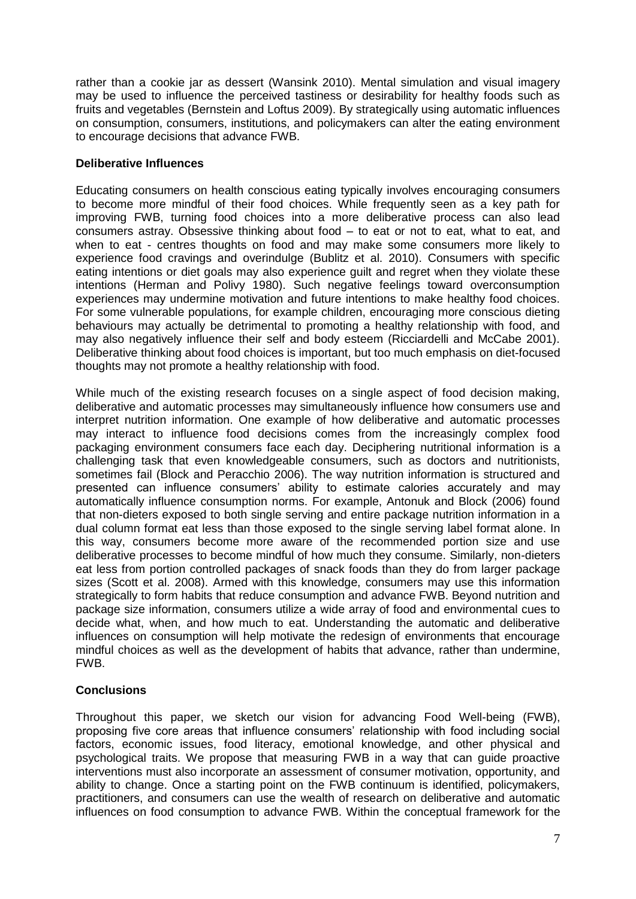rather than a cookie jar as dessert (Wansink 2010). Mental simulation and visual imagery may be used to influence the perceived tastiness or desirability for healthy foods such as fruits and vegetables (Bernstein and Loftus 2009). By strategically using automatic influences on consumption, consumers, institutions, and policymakers can alter the eating environment to encourage decisions that advance FWB.

**Deliberative Influences**

Educating consumers on health conscious eating typically involves encouraging consumers to become more mindful of their food choices. While frequently seen as a key path for improving FWB, turning food choices into a more deliberative process can also lead consumers astray. Obsessive thinking about food – to eat or not to eat, what to eat, and when to eat - centres thoughts on food and may make some consumers more likely to experience food cravings and overindulge (Bublitz et al. 2010). Consumers with specific eating intentions or diet goals may also experience guilt and regret when they violate these intentions (Herman and Polivy 1980). Such negative feelings toward overconsumption experiences may undermine motivation and future intentions to make healthy food choices. For some vulnerable populations, for example children, encouraging more conscious dieting behaviours may actually be detrimental to promoting a healthy relationship with food, and may also negatively influence their self and body esteem (Ricciardelli and McCabe 2001). Deliberative thinking about food choices is important, but too much emphasis on diet-focused thoughts may not promote a healthy relationship with food.

While much of the existing research focuses on a single aspect of food decision making, deliberative and automatic processes may simultaneously influence how consumers use and interpret nutrition information. One example of how deliberative and automatic processes may interact to influence food decisions comes from the increasingly complex food packaging environment consumers face each day. Deciphering nutritional information is a challenging task that even knowledgeable consumers, such as doctors and nutritionists, sometimes fail (Block and Peracchio 2006). The way nutrition information is structured and presented can influence consumers' ability to estimate calories accurately and may automatically influence consumption norms. For example, Antonuk and Block (2006) found that non-dieters exposed to both single serving and entire package nutrition information in a dual column format eat less than those exposed to the single serving label format alone. In this way, consumers become more aware of the recommended portion size and use deliberative processes to become mindful of how much they consume. Similarly, non-dieters eat less from portion controlled packages of snack foods than they do from larger package sizes (Scott et al. 2008). Armed with this knowledge, consumers may use this information strategically to form habits that reduce consumption and advance FWB. Beyond nutrition and package size information, consumers utilize a wide array of food and environmental cues to decide what, when, and how much to eat. Understanding the automatic and deliberative influences on consumption will help motivate the redesign of environments that encourage mindful choices as well as the development of habits that advance, rather than undermine, FWB.

**Conclusions**

Throughout this paper, we sketch our vision for advancing Food Well-being (FWB), proposing five core areas that influence consumers' relationship with food including social factors, economic issues, food literacy, emotional knowledge, and other physical and psychological traits. We propose that measuring FWB in a way that can guide proactive interventions must also incorporate an assessment of consumer motivation, opportunity, and ability to change. Once a starting point on the FWB continuum is identified, policymakers, practitioners, and consumers can use the wealth of research on deliberative and automatic influences on food consumption to advance FWB. Within the conceptual framework for the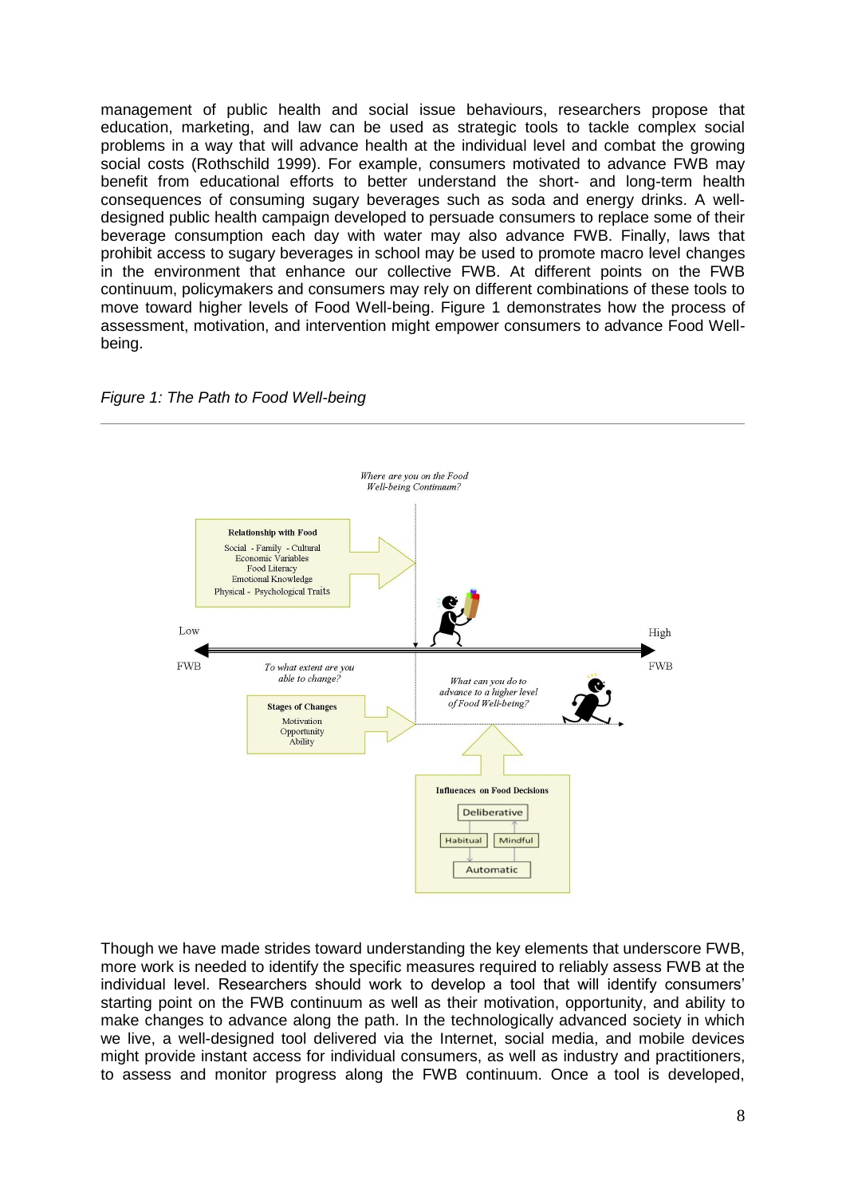management of public health and social issue behaviours, researchers propose that education, marketing, and law can be used as strategic tools to tackle complex social problems in a way that will advance health at the individual level and combat the growing social costs (Rothschild 1999). For example, consumers motivated to advance FWB may benefit from educational efforts to better understand the short- and long-term health consequences of consuming sugary beverages such as soda and energy drinks. A well-designed public health campaign developed to persuade consumers to replace some of their beverage consumption each day with water may also advance FWB. Finally, laws that prohibit access to sugary beverages in school may be used to promote macro level changes in the environment that enhance our collective FWB. At different points on the FWB continuum, policymakers and consumers may rely on different combinations of these tools to move toward higher levels of Food Well-being. Figure 1 demonstrates how the process of assessment, motivation, and intervention might empower consumers to advance Food Well-being.

*Figure 1: The Path to Food Well-being*

*Where are you on the Food Well-being Continuum?*

**Relationship with Food**
Social - Family - Cultural
Economic Variables
Food Literacy
Emotional Knowledge
Physical - Psychological Traits

Low FWB — High FWB

*To what extent are you able to change?*

**Stages of Changes**
Motivation
Opportunity
Ability

*What can you do to advance to a higher level of Food Well-being?*

**Influences on Food Decisions**
Deliberative
Habitual — Mindful
Automatic

Though we have made strides toward understanding the key elements that underscore FWB, more work is needed to identify the specific measures required to reliably assess FWB at the individual level. Researchers should work to develop a tool that will identify consumers' starting point on the FWB continuum as well as their motivation, opportunity, and ability to make changes to advance along the path. In the technologically advanced society in which we live, a well-designed tool delivered via the Internet, social media, and mobile devices might provide instant access for individual consumers, as well as industry and practitioners, to assess and monitor progress along the FWB continuum. Once a tool is developed,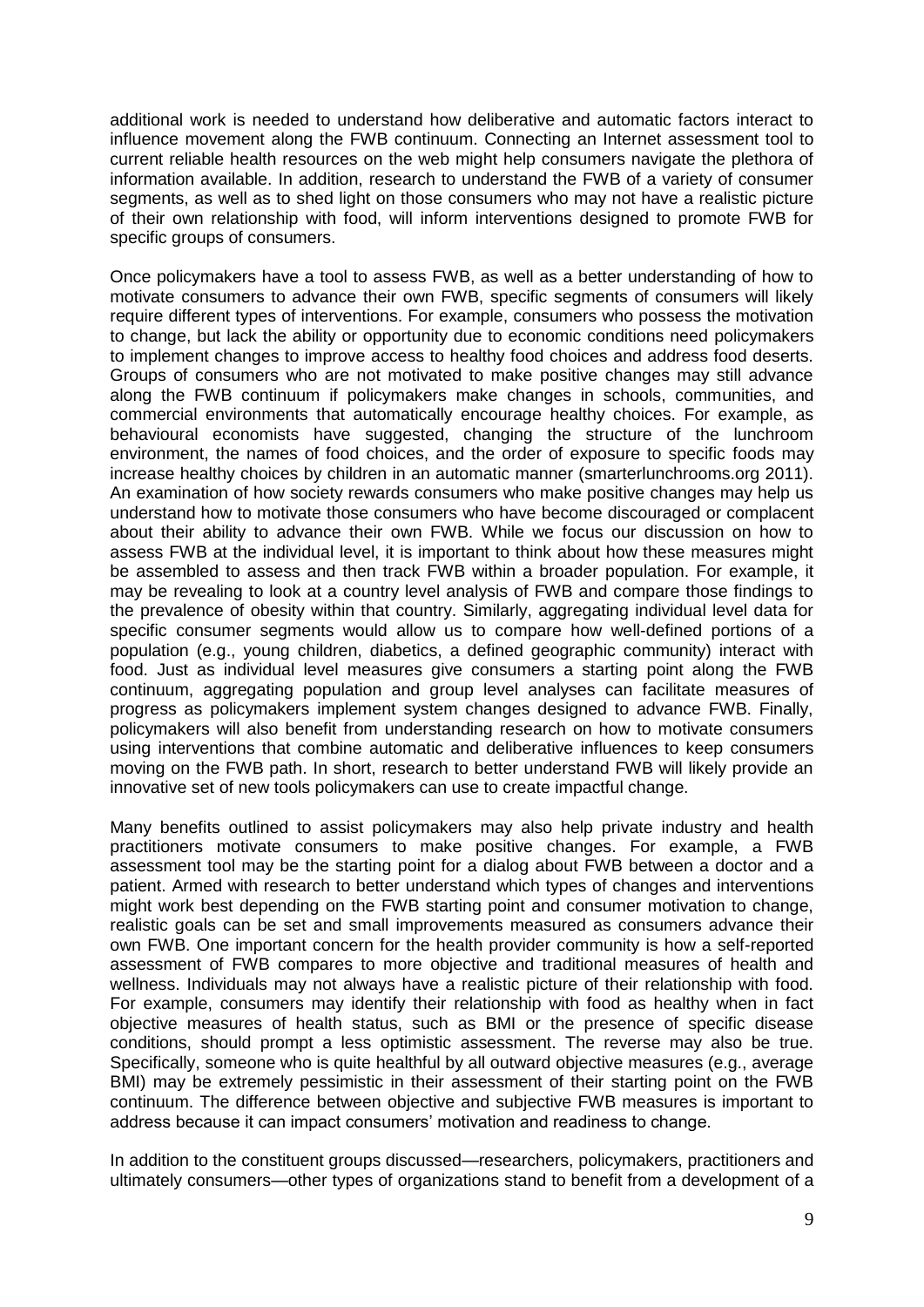additional work is needed to understand how deliberative and automatic factors interact to influence movement along the FWB continuum. Connecting an Internet assessment tool to current reliable health resources on the web might help consumers navigate the plethora of information available. In addition, research to understand the FWB of a variety of consumer segments, as well as to shed light on those consumers who may not have a realistic picture of their own relationship with food, will inform interventions designed to promote FWB for specific groups of consumers.

Once policymakers have a tool to assess FWB, as well as a better understanding of how to motivate consumers to advance their own FWB, specific segments of consumers will likely require different types of interventions. For example, consumers who possess the motivation to change, but lack the ability or opportunity due to economic conditions need policymakers to implement changes to improve access to healthy food choices and address food deserts. Groups of consumers who are not motivated to make positive changes may still advance along the FWB continuum if policymakers make changes in schools, communities, and commercial environments that automatically encourage healthy choices. For example, as behavioural economists have suggested, changing the structure of the lunchroom environment, the names of food choices, and the order of exposure to specific foods may increase healthy choices by children in an automatic manner (smarterlunchrooms.org 2011). An examination of how society rewards consumers who make positive changes may help us understand how to motivate those consumers who have become discouraged or complacent about their ability to advance their own FWB. While we focus our discussion on how to assess FWB at the individual level, it is important to think about how these measures might be assembled to assess and then track FWB within a broader population. For example, it may be revealing to look at a country level analysis of FWB and compare those findings to the prevalence of obesity within that country. Similarly, aggregating individual level data for specific consumer segments would allow us to compare how well-defined portions of a population (e.g., young children, diabetics, a defined geographic community) interact with food. Just as individual level measures give consumers a starting point along the FWB continuum, aggregating population and group level analyses can facilitate measures of progress as policymakers implement system changes designed to advance FWB. Finally, policymakers will also benefit from understanding research on how to motivate consumers using interventions that combine automatic and deliberative influences to keep consumers moving on the FWB path. In short, research to better understand FWB will likely provide an innovative set of new tools policymakers can use to create impactful change.

Many benefits outlined to assist policymakers may also help private industry and health practitioners motivate consumers to make positive changes. For example, a FWB assessment tool may be the starting point for a dialog about FWB between a doctor and a patient. Armed with research to better understand which types of changes and interventions might work best depending on the FWB starting point and consumer motivation to change, realistic goals can be set and small improvements measured as consumers advance their own FWB. One important concern for the health provider community is how a self-reported assessment of FWB compares to more objective and traditional measures of health and wellness. Individuals may not always have a realistic picture of their relationship with food. For example, consumers may identify their relationship with food as healthy when in fact objective measures of health status, such as BMI or the presence of specific disease conditions, should prompt a less optimistic assessment. The reverse may also be true. Specifically, someone who is quite healthful by all outward objective measures (e.g., average BMI) may be extremely pessimistic in their assessment of their starting point on the FWB continuum. The difference between objective and subjective FWB measures is important to address because it can impact consumers' motivation and readiness to change.

In addition to the constituent groups discussed—researchers, policymakers, practitioners and ultimately consumers—other types of organizations stand to benefit from a development of a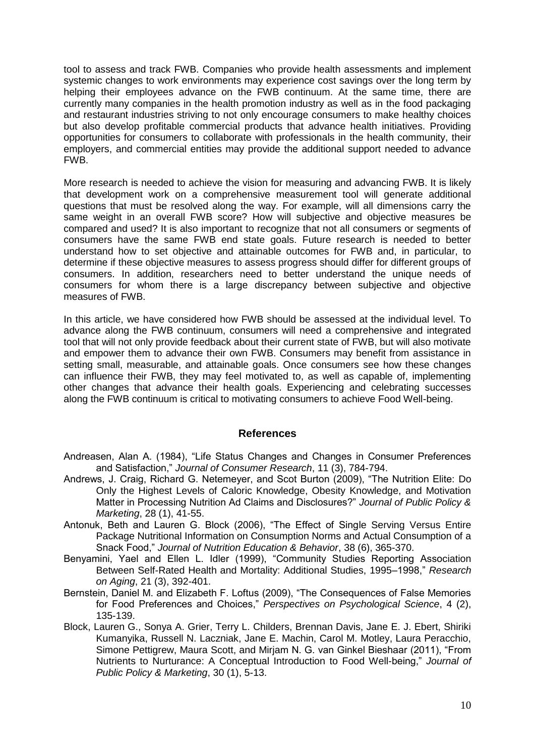tool to assess and track FWB. Companies who provide health assessments and implement systemic changes to work environments may experience cost savings over the long term by helping their employees advance on the FWB continuum. At the same time, there are currently many companies in the health promotion industry as well as in the food packaging and restaurant industries striving to not only encourage consumers to make healthy choices but also develop profitable commercial products that advance health initiatives. Providing opportunities for consumers to collaborate with professionals in the health community, their employers, and commercial entities may provide the additional support needed to advance FWB.

More research is needed to achieve the vision for measuring and advancing FWB. It is likely that development work on a comprehensive measurement tool will generate additional questions that must be resolved along the way. For example, will all dimensions carry the same weight in an overall FWB score? How will subjective and objective measures be compared and used? It is also important to recognize that not all consumers or segments of consumers have the same FWB end state goals. Future research is needed to better understand how to set objective and attainable outcomes for FWB and, in particular, to determine if these objective measures to assess progress should differ for different groups of consumers. In addition, researchers need to better understand the unique needs of consumers for whom there is a large discrepancy between subjective and objective measures of FWB.

In this article, we have considered how FWB should be assessed at the individual level. To advance along the FWB continuum, consumers will need a comprehensive and integrated tool that will not only provide feedback about their current state of FWB, but will also motivate and empower them to advance their own FWB. Consumers may benefit from assistance in setting small, measurable, and attainable goals. Once consumers see how these changes can influence their FWB, they may feel motivated to, as well as capable of, implementing other changes that advance their health goals. Experiencing and celebrating successes along the FWB continuum is critical to motivating consumers to achieve Food Well-being.

## References

Andreasen, Alan A. (1984), "Life Status Changes and Changes in Consumer Preferences and Satisfaction," *Journal of Consumer Research*, 11 (3), 784-794.

Andrews, J. Craig, Richard G. Netemeyer, and Scot Burton (2009), "The Nutrition Elite: Do Only the Highest Levels of Caloric Knowledge, Obesity Knowledge, and Motivation Matter in Processing Nutrition Ad Claims and Disclosures?" *Journal of Public Policy & Marketing*, 28 (1), 41-55.

Antonuk, Beth and Lauren G. Block (2006), "The Effect of Single Serving Versus Entire Package Nutritional Information on Consumption Norms and Actual Consumption of a Snack Food," *Journal of Nutrition Education & Behavior*, 38 (6), 365-370.

Benyamini, Yael and Ellen L. Idler (1999), "Community Studies Reporting Association Between Self-Rated Health and Mortality: Additional Studies, 1995–1998," *Research on Aging*, 21 (3), 392-401.

Bernstein, Daniel M. and Elizabeth F. Loftus (2009), "The Consequences of False Memories for Food Preferences and Choices," *Perspectives on Psychological Science*, 4 (2), 135-139.

Block, Lauren G., Sonya A. Grier, Terry L. Childers, Brennan Davis, Jane E. J. Ebert, Shiriki Kumanyika, Russell N. Laczniak, Jane E. Machin, Carol M. Motley, Laura Peracchio, Simone Pettigrew, Maura Scott, and Mirjam N. G. van Ginkel Bieshaar (2011), "From Nutrients to Nurturance: A Conceptual Introduction to Food Well-being," *Journal of Public Policy & Marketing*, 30 (1), 5-13.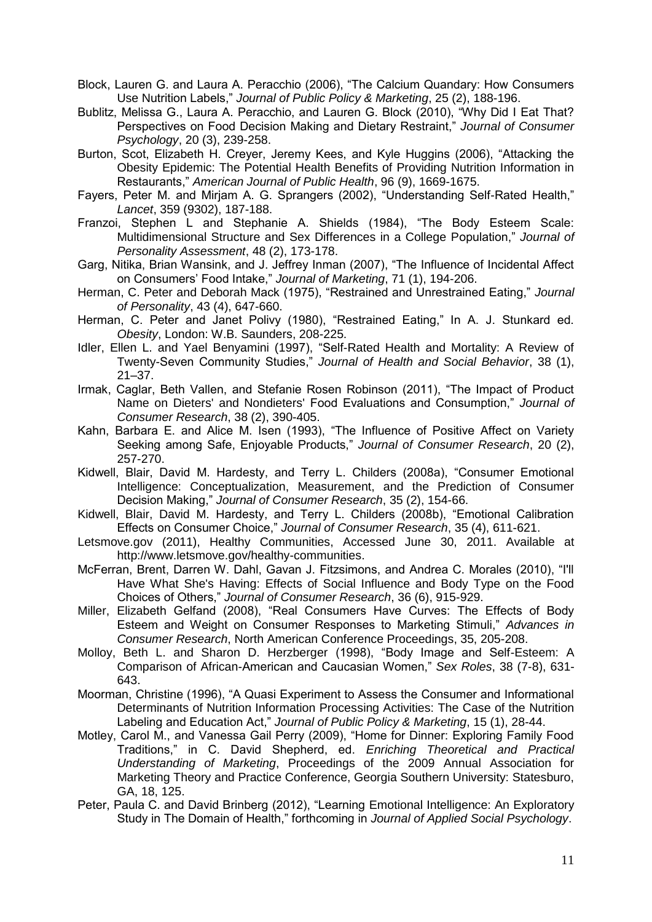Block, Lauren G. and Laura A. Peracchio (2006), "The Calcium Quandary: How Consumers Use Nutrition Labels," *Journal of Public Policy & Marketing*, 25 (2), 188-196.

Bublitz, Melissa G., Laura A. Peracchio, and Lauren G. Block (2010), "Why Did I Eat That? Perspectives on Food Decision Making and Dietary Restraint," *Journal of Consumer Psychology*, 20 (3), 239-258.

Burton, Scot, Elizabeth H. Creyer, Jeremy Kees, and Kyle Huggins (2006), "Attacking the Obesity Epidemic: The Potential Health Benefits of Providing Nutrition Information in Restaurants," *American Journal of Public Health*, 96 (9), 1669-1675.

Fayers, Peter M. and Mirjam A. G. Sprangers (2002), "Understanding Self-Rated Health," *Lancet*, 359 (9302), 187-188.

Franzoi, Stephen L and Stephanie A. Shields (1984), "The Body Esteem Scale: Multidimensional Structure and Sex Differences in a College Population," *Journal of Personality Assessment*, 48 (2), 173-178.

Garg, Nitika, Brian Wansink, and J. Jeffrey Inman (2007), "The Influence of Incidental Affect on Consumers' Food Intake," *Journal of Marketing*, 71 (1), 194-206.

Herman, C. Peter and Deborah Mack (1975), "Restrained and Unrestrained Eating," *Journal of Personality*, 43 (4), 647-660.

Herman, C. Peter and Janet Polivy (1980), "Restrained Eating," In A. J. Stunkard ed. *Obesity*, London: W.B. Saunders, 208-225.

Idler, Ellen L. and Yael Benyamini (1997), "Self-Rated Health and Mortality: A Review of Twenty-Seven Community Studies," *Journal of Health and Social Behavior*, 38 (1), 21–37.

Irmak, Caglar, Beth Vallen, and Stefanie Rosen Robinson (2011), "The Impact of Product Name on Dieters' and Nondieters' Food Evaluations and Consumption," *Journal of Consumer Research*, 38 (2), 390-405.

Kahn, Barbara E. and Alice M. Isen (1993), "The Influence of Positive Affect on Variety Seeking among Safe, Enjoyable Products," *Journal of Consumer Research*, 20 (2), 257-270.

Kidwell, Blair, David M. Hardesty, and Terry L. Childers (2008a), "Consumer Emotional Intelligence: Conceptualization, Measurement, and the Prediction of Consumer Decision Making," *Journal of Consumer Research*, 35 (2), 154-66.

Kidwell, Blair, David M. Hardesty, and Terry L. Childers (2008b), "Emotional Calibration Effects on Consumer Choice," *Journal of Consumer Research*, 35 (4), 611-621.

Letsmove.gov (2011), Healthy Communities, Accessed June 30, 2011. Available at http://www.letsmove.gov/healthy-communities.

McFerran, Brent, Darren W. Dahl, Gavan J. Fitzsimons, and Andrea C. Morales (2010), "I'll Have What She's Having: Effects of Social Influence and Body Type on the Food Choices of Others," *Journal of Consumer Research*, 36 (6), 915-929.

Miller, Elizabeth Gelfand (2008), "Real Consumers Have Curves: The Effects of Body Esteem and Weight on Consumer Responses to Marketing Stimuli," *Advances in Consumer Research*, North American Conference Proceedings, 35, 205-208.

Molloy, Beth L. and Sharon D. Herzberger (1998), "Body Image and Self-Esteem: A Comparison of African-American and Caucasian Women," *Sex Roles*, 38 (7-8), 631-643.

Moorman, Christine (1996), "A Quasi Experiment to Assess the Consumer and Informational Determinants of Nutrition Information Processing Activities: The Case of the Nutrition Labeling and Education Act," *Journal of Public Policy & Marketing*, 15 (1), 28-44.

Motley, Carol M., and Vanessa Gail Perry (2009), "Home for Dinner: Exploring Family Food Traditions," in C. David Shepherd, ed. *Enriching Theoretical and Practical Understanding of Marketing*, Proceedings of the 2009 Annual Association for Marketing Theory and Practice Conference, Georgia Southern University: Statesburo, GA, 18, 125.

Peter, Paula C. and David Brinberg (2012), "Learning Emotional Intelligence: An Exploratory Study in The Domain of Health," forthcoming in *Journal of Applied Social Psychology*.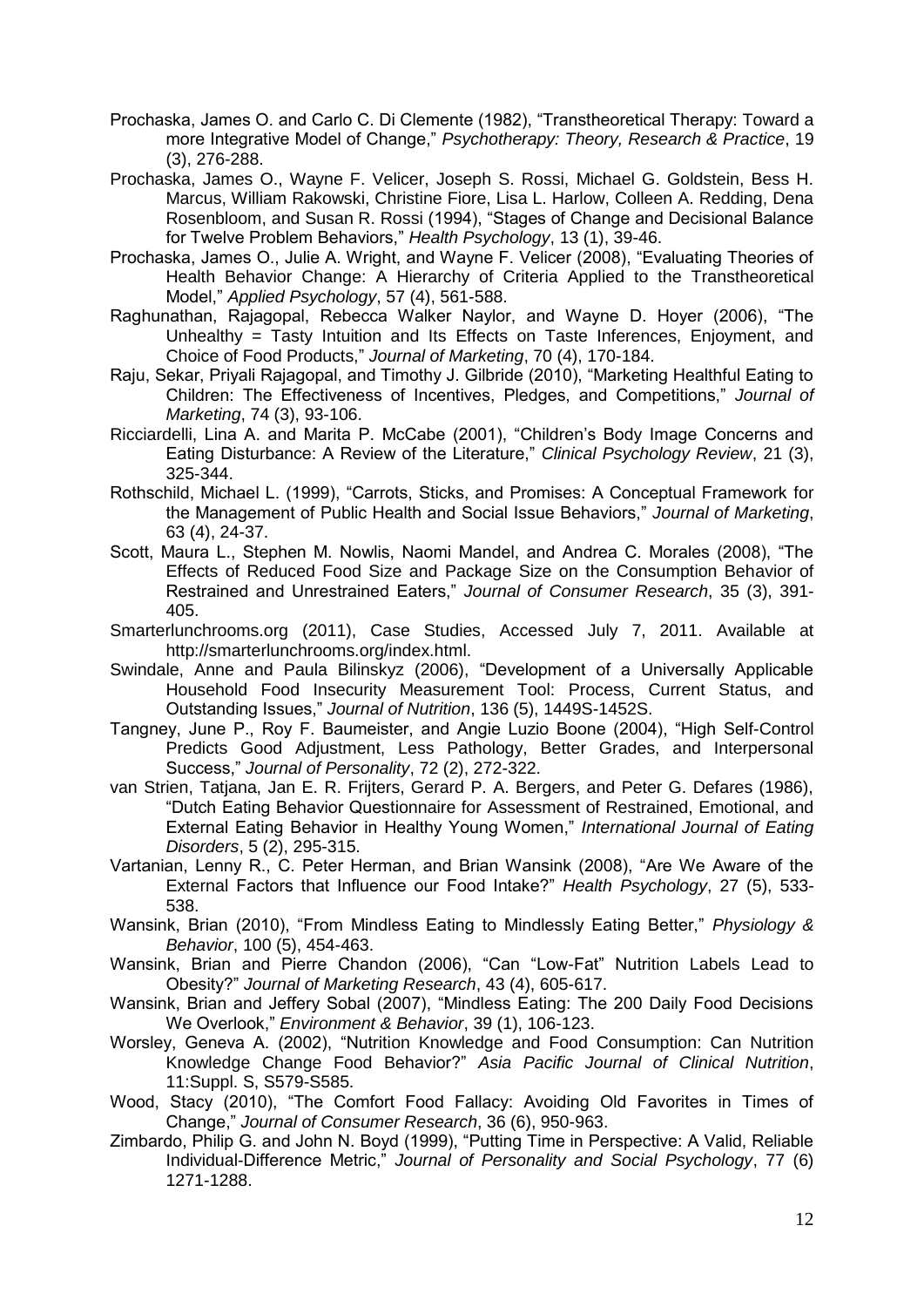Prochaska, James O. and Carlo C. Di Clemente (1982), "Transtheoretical Therapy: Toward a more Integrative Model of Change," *Psychotherapy: Theory, Research & Practice*, 19 (3), 276-288.

Prochaska, James O., Wayne F. Velicer, Joseph S. Rossi, Michael G. Goldstein, Bess H. Marcus, William Rakowski, Christine Fiore, Lisa L. Harlow, Colleen A. Redding, Dena Rosenbloom, and Susan R. Rossi (1994), "Stages of Change and Decisional Balance for Twelve Problem Behaviors," *Health Psychology*, 13 (1), 39-46.

Prochaska, James O., Julie A. Wright, and Wayne F. Velicer (2008), "Evaluating Theories of Health Behavior Change: A Hierarchy of Criteria Applied to the Transtheoretical Model," *Applied Psychology*, 57 (4), 561-588.

Raghunathan, Rajagopal, Rebecca Walker Naylor, and Wayne D. Hoyer (2006), "The Unhealthy = Tasty Intuition and Its Effects on Taste Inferences, Enjoyment, and Choice of Food Products," *Journal of Marketing*, 70 (4), 170-184.

Raju, Sekar, Priyali Rajagopal, and Timothy J. Gilbride (2010), "Marketing Healthful Eating to Children: The Effectiveness of Incentives, Pledges, and Competitions," *Journal of Marketing*, 74 (3), 93-106.

Ricciardelli, Lina A. and Marita P. McCabe (2001), "Children's Body Image Concerns and Eating Disturbance: A Review of the Literature," *Clinical Psychology Review*, 21 (3), 325-344.

Rothschild, Michael L. (1999), "Carrots, Sticks, and Promises: A Conceptual Framework for the Management of Public Health and Social Issue Behaviors," *Journal of Marketing*, 63 (4), 24-37.

Scott, Maura L., Stephen M. Nowlis, Naomi Mandel, and Andrea C. Morales (2008), "The Effects of Reduced Food Size and Package Size on the Consumption Behavior of Restrained and Unrestrained Eaters," *Journal of Consumer Research*, 35 (3), 391-405.

Smarterlunchrooms.org (2011), Case Studies, Accessed July 7, 2011. Available at http://smarterlunchrooms.org/index.html.

Swindale, Anne and Paula Bilinskyz (2006), "Development of a Universally Applicable Household Food Insecurity Measurement Tool: Process, Current Status, and Outstanding Issues," *Journal of Nutrition*, 136 (5), 1449S-1452S.

Tangney, June P., Roy F. Baumeister, and Angie Luzio Boone (2004), "High Self-Control Predicts Good Adjustment, Less Pathology, Better Grades, and Interpersonal Success," *Journal of Personality*, 72 (2), 272-322.

van Strien, Tatjana, Jan E. R. Frijters, Gerard P. A. Bergers, and Peter G. Defares (1986), "Dutch Eating Behavior Questionnaire for Assessment of Restrained, Emotional, and External Eating Behavior in Healthy Young Women," *International Journal of Eating Disorders*, 5 (2), 295-315.

Vartanian, Lenny R., C. Peter Herman, and Brian Wansink (2008), "Are We Aware of the External Factors that Influence our Food Intake?" *Health Psychology*, 27 (5), 533-538.

Wansink, Brian (2010), "From Mindless Eating to Mindlessly Eating Better," *Physiology & Behavior*, 100 (5), 454-463.

Wansink, Brian and Pierre Chandon (2006), "Can "Low-Fat" Nutrition Labels Lead to Obesity?" *Journal of Marketing Research*, 43 (4), 605-617.

Wansink, Brian and Jeffery Sobal (2007), "Mindless Eating: The 200 Daily Food Decisions We Overlook," *Environment & Behavior*, 39 (1), 106-123.

Worsley, Geneva A. (2002), "Nutrition Knowledge and Food Consumption: Can Nutrition Knowledge Change Food Behavior?" *Asia Pacific Journal of Clinical Nutrition*, 11:Suppl. S, S579-S585.

Wood, Stacy (2010), "The Comfort Food Fallacy: Avoiding Old Favorites in Times of Change," *Journal of Consumer Research*, 36 (6), 950-963.

Zimbardo, Philip G. and John N. Boyd (1999), "Putting Time in Perspective: A Valid, Reliable Individual-Difference Metric," *Journal of Personality and Social Psychology*, 77 (6) 1271-1288.